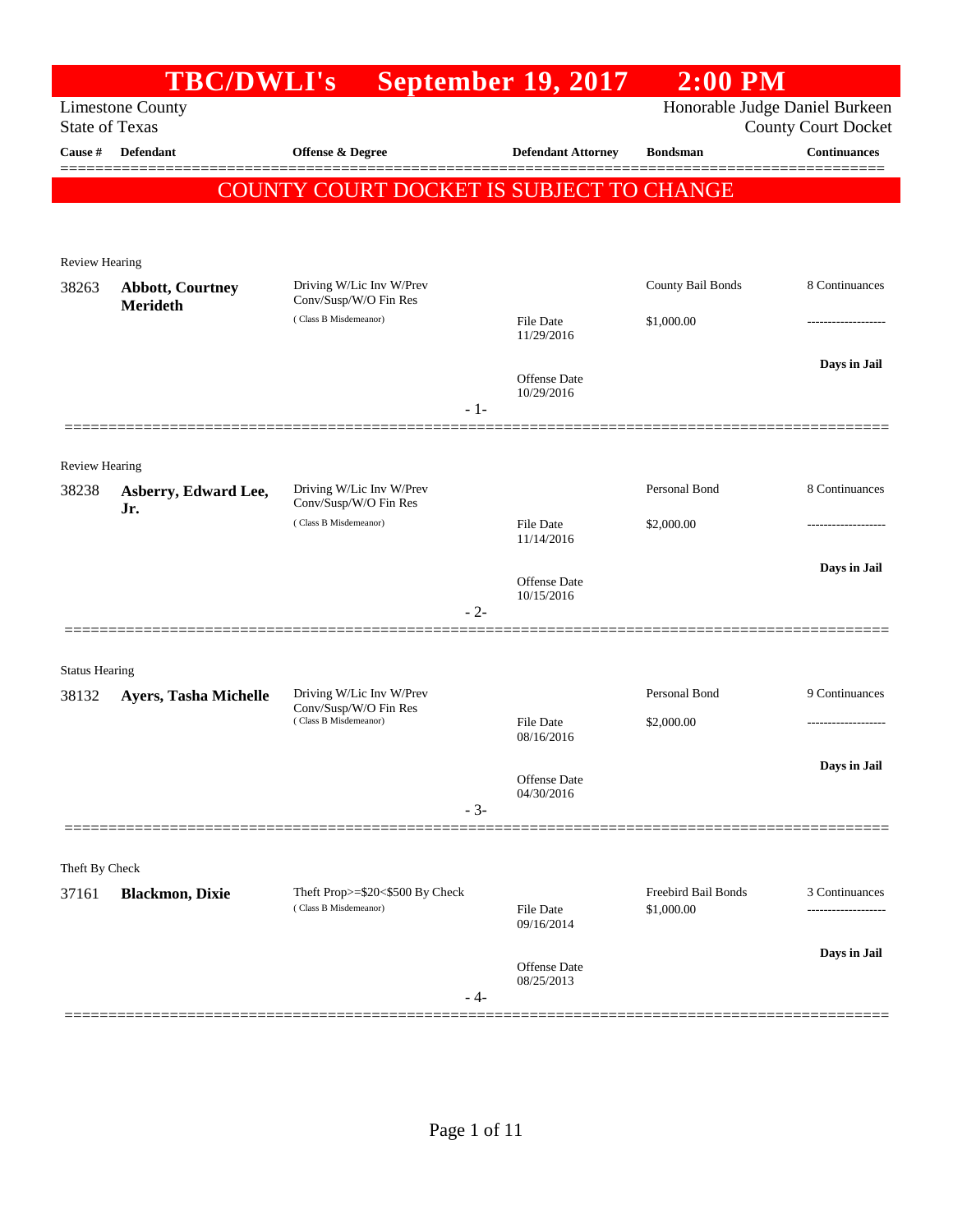# TBC/DWLI's September 19, 2017 2:00 PM

Limestone County
State of Texas

Honorable Judge Daniel Burkeen
County Court Docket

| Cause # | Defendant | Offense & Degree | Defendant Attorney | Bondsman | Continuances |
|---|---|---|---|---|---|

**COUNTY COURT DOCKET IS SUBJECT TO CHANGE**

---

Review Hearing

| Cause # | Defendant | Offense & Degree | Defendant Attorney | Bondsman | Continuances |
|---|---|---|---|---|---|
| 38263 | **Abbott, Courtney Merideth** | Driving W/Lic Inv W/Prev Conv/Susp/W/O Fin Res (Class B Misdemeanor) | File Date 11/29/2016<br>Offense Date 10/29/2016 | County Bail Bonds<br>$1,000.00 | 8 Continuances<br>-------------------<br>**Days in Jail** |

- 1-

---

Review Hearing

| Cause # | Defendant | Offense & Degree | Defendant Attorney | Bondsman | Continuances |
|---|---|---|---|---|---|
| 38238 | **Asberry, Edward Lee, Jr.** | Driving W/Lic Inv W/Prev Conv/Susp/W/O Fin Res (Class B Misdemeanor) | File Date 11/14/2016<br>Offense Date 10/15/2016 | Personal Bond<br>$2,000.00 | 8 Continuances<br>-------------------<br>**Days in Jail** |

- 2-

---

Status Hearing

| Cause # | Defendant | Offense & Degree | Defendant Attorney | Bondsman | Continuances |
|---|---|---|---|---|---|
| 38132 | **Ayers, Tasha Michelle** | Driving W/Lic Inv W/Prev Conv/Susp/W/O Fin Res (Class B Misdemeanor) | File Date 08/16/2016<br>Offense Date 04/30/2016 | Personal Bond<br>$2,000.00 | 9 Continuances<br>-------------------<br>**Days in Jail** |

- 3-

---

Theft By Check

| Cause # | Defendant | Offense & Degree | Defendant Attorney | Bondsman | Continuances |
|---|---|---|---|---|---|
| 37161 | **Blackmon, Dixie** | Theft Prop>=$20<$500 By Check (Class B Misdemeanor) | File Date 09/16/2014<br>Offense Date 08/25/2013 | Freebird Bail Bonds<br>$1,000.00 | 3 Continuances<br>-------------------<br>**Days in Jail** |

- 4-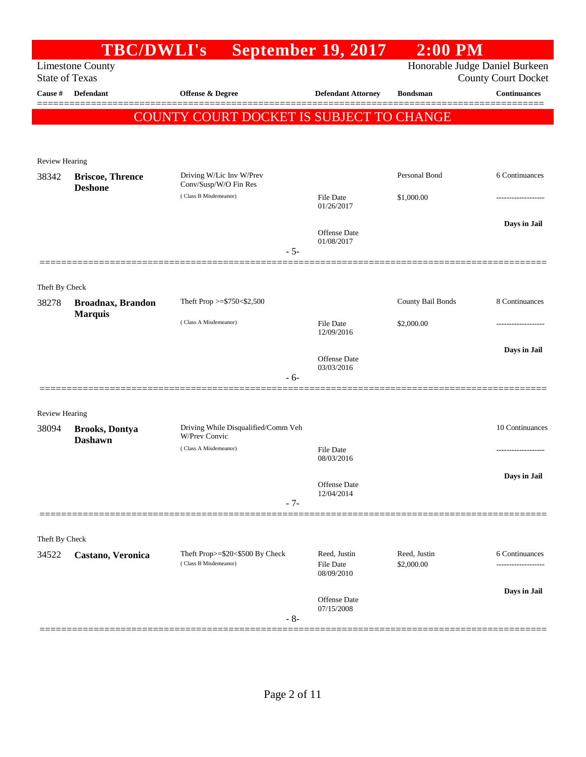# TBC/DWLI's September 19, 2017 2:00 PM

Limestone County
State of Texas

Honorable Judge Daniel Burkeen
County Court Docket

| Cause # | Defendant | Offense & Degree | Defendant Attorney | Bondsman | Continuances |
|---|---|---|---|---|---|

**COUNTY COURT DOCKET IS SUBJECT TO CHANGE**

Review Hearing

| Cause # | Defendant | Offense & Degree | Defendant Attorney | Bondsman | Continuances |
|---|---|---|---|---|---|
| 38342 | **Briscoe, Thrence Deshone** | Driving W/Lic Inv W/Prev Conv/Susp/W/O Fin Res (Class B Misdemeanor) | File Date 01/26/2017<br>Offense Date 01/08/2017 | Personal Bond<br>$1,000.00 | 6 Continuances<br>-------------------<br>**Days in Jail** |

- 5-

Theft By Check

| Cause # | Defendant | Offense & Degree | Defendant Attorney | Bondsman | Continuances |
|---|---|---|---|---|---|
| 38278 | **Broadnax, Brandon Marquis** | Theft Prop >=$750<$2,500 (Class A Misdemeanor) | File Date 12/09/2016<br>Offense Date 03/03/2016 | County Bail Bonds<br>$2,000.00 | 8 Continuances<br>-------------------<br>**Days in Jail** |

- 6-

Review Hearing

| Cause # | Defendant | Offense & Degree | Defendant Attorney | Bondsman | Continuances |
|---|---|---|---|---|---|
| 38094 | **Brooks, Dontya Dashawn** | Driving While Disqualified/Comm Veh W/Prev Convic (Class A Misdemeanor) | File Date 08/03/2016<br>Offense Date 12/04/2014 | | 10 Continuances<br>-------------------<br>**Days in Jail** |

- 7-

Theft By Check

| Cause # | Defendant | Offense & Degree | Defendant Attorney | Bondsman | Continuances |
|---|---|---|---|---|---|
| 34522 | **Castano, Veronica** | Theft Prop>=$20<$500 By Check (Class B Misdemeanor) | Reed, Justin<br>File Date 08/09/2010<br>Offense Date 07/15/2008 | Reed, Justin<br>$2,000.00 | 6 Continuances<br>-------------------<br>**Days in Jail** |

- 8-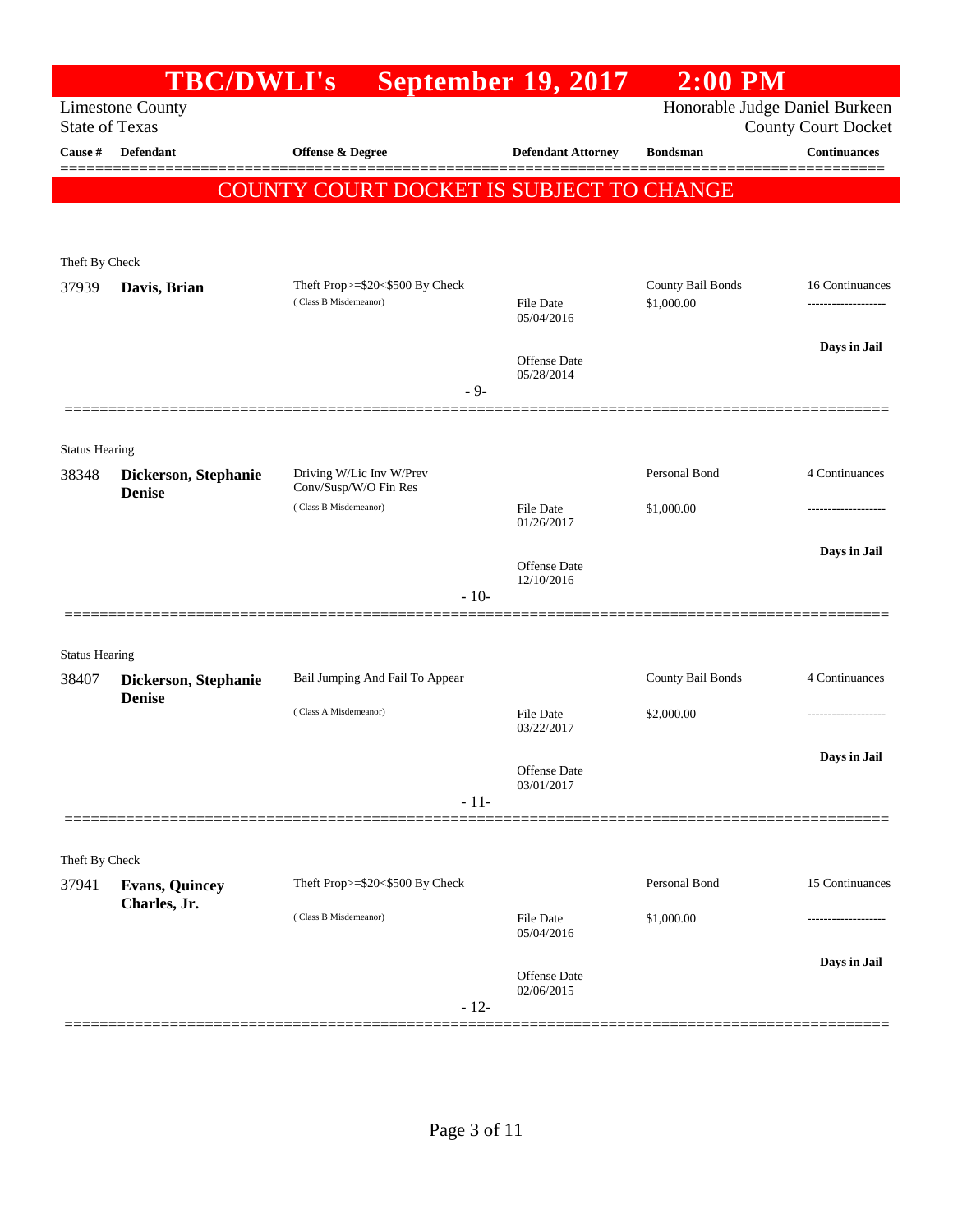# TBC/DWLI's September 19, 2017 2:00 PM

Limestone County
State of Texas

Honorable Judge Daniel Burkeen
County Court Docket

**COUNTY COURT DOCKET IS SUBJECT TO CHANGE**

| Cause # | Defendant | Offense & Degree | Defendant Attorney | Bondsman | Continuances |
|---|---|---|---|---|---|
| **Theft By Check** | | | | | |
| 37939 | **Davis, Brian** | Theft Prop>=$20<$500 By Check (Class B Misdemeanor) | File Date 05/04/2016; Offense Date 05/28/2014 | County Bail Bonds $1,000.00 | 16 Continuances; Days in Jail |
| | | | - 9- | | |
| **Status Hearing** | | | | | |
| 38348 | **Dickerson, Stephanie Denise** | Driving W/Lic Inv W/Prev Conv/Susp/W/O Fin Res (Class B Misdemeanor) | File Date 01/26/2017; Offense Date 12/10/2016 | Personal Bond $1,000.00 | 4 Continuances; Days in Jail |
| | | | - 10- | | |
| **Status Hearing** | | | | | |
| 38407 | **Dickerson, Stephanie Denise** | Bail Jumping And Fail To Appear (Class A Misdemeanor) | File Date 03/22/2017; Offense Date 03/01/2017 | County Bail Bonds $2,000.00 | 4 Continuances; Days in Jail |
| | | | - 11- | | |
| **Theft By Check** | | | | | |
| 37941 | **Evans, Quincey Charles, Jr.** | Theft Prop>=$20<$500 By Check (Class B Misdemeanor) | File Date 05/04/2016; Offense Date 02/06/2015 | Personal Bond $1,000.00 | 15 Continuances; Days in Jail |
| | | | - 12- | | |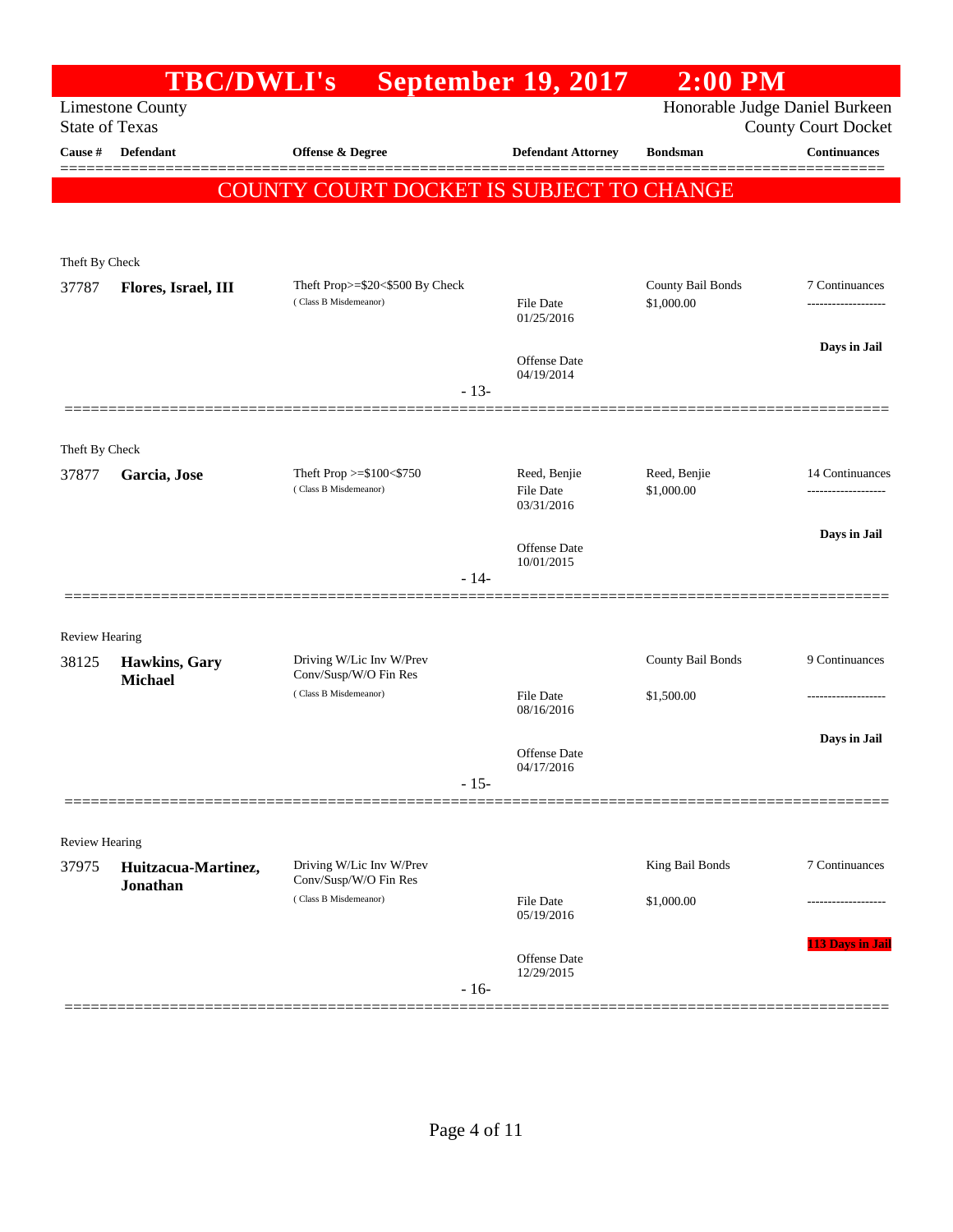# TBC/DWLI's September 19, 2017 2:00 PM

Limestone County
State of Texas

Honorable Judge Daniel Burkeen
County Court Docket

| Cause # | Defendant | Offense & Degree | Defendant Attorney | Bondsman | Continuances |
|---|---|---|---|---|---|

**COUNTY COURT DOCKET IS SUBJECT TO CHANGE**

Theft By Check

| Cause # | Defendant | Offense & Degree | Defendant Attorney | Bondsman | Continuances |
|---|---|---|---|---|---|
| 37787 | **Flores, Israel, III** | Theft Prop>=\$20<\$500 By Check (Class B Misdemeanor) | File Date 01/25/2016; Offense Date 04/19/2014 | County Bail Bonds \$1,000.00 | 7 Continuances; Days in Jail |

- 13-

Theft By Check

| Cause # | Defendant | Offense & Degree | Defendant Attorney | Bondsman | Continuances |
|---|---|---|---|---|---|
| 37877 | **Garcia, Jose** | Theft Prop >=\$100<\$750 (Class B Misdemeanor) | Reed, Benjie; File Date 03/31/2016; Offense Date 10/01/2015 | Reed, Benjie \$1,000.00 | 14 Continuances; Days in Jail |

- 14-

Review Hearing

| Cause # | Defendant | Offense & Degree | Defendant Attorney | Bondsman | Continuances |
|---|---|---|---|---|---|
| 38125 | **Hawkins, Gary Michael** | Driving W/Lic Inv W/Prev Conv/Susp/W/O Fin Res (Class B Misdemeanor) | File Date 08/16/2016; Offense Date 04/17/2016 | County Bail Bonds \$1,500.00 | 9 Continuances; Days in Jail |

- 15-

Review Hearing

| Cause # | Defendant | Offense & Degree | Defendant Attorney | Bondsman | Continuances |
|---|---|---|---|---|---|
| 37975 | **Huitzacua-Martinez, Jonathan** | Driving W/Lic Inv W/Prev Conv/Susp/W/O Fin Res (Class B Misdemeanor) | File Date 05/19/2016; Offense Date 12/29/2015 | King Bail Bonds \$1,000.00 | 7 Continuances; 113 Days in Jail |

- 16-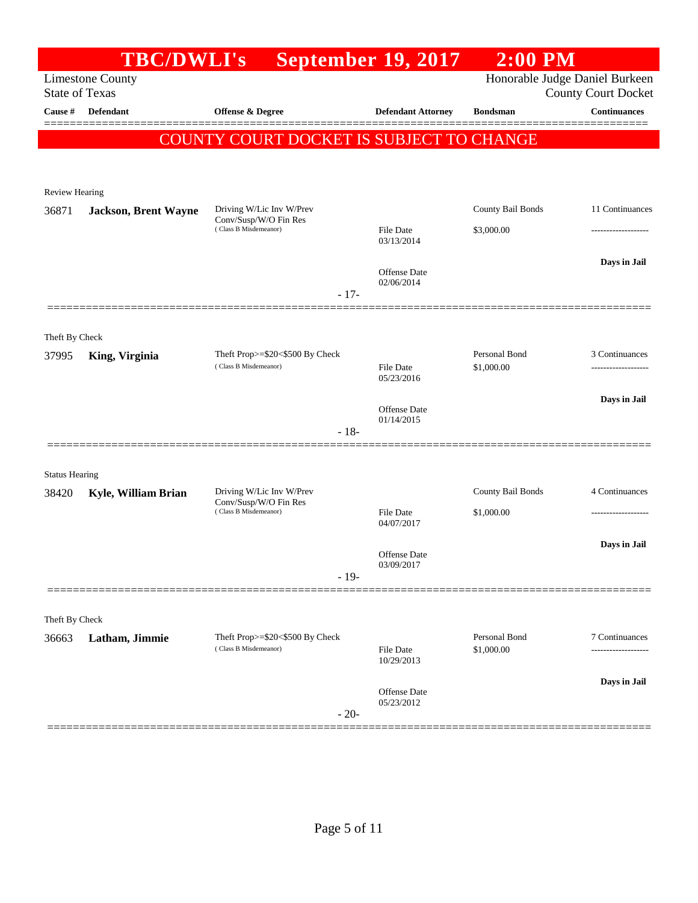# TBC/DWLI's September 19, 2017 2:00 PM

Limestone County
State of Texas

Honorable Judge Daniel Burkeen
County Court Docket

| Cause # | Defendant | Offense & Degree | Defendant Attorney | Bondsman | Continuances |
|---|---|---|---|---|---|

**COUNTY COURT DOCKET IS SUBJECT TO CHANGE**

---

Review Hearing

| Cause # | Defendant | Offense & Degree | Defendant Attorney | Bondsman | Continuances |
|---|---|---|---|---|---|
| 36871 | **Jackson, Brent Wayne** | Driving W/Lic Inv W/Prev Conv/Susp/W/O Fin Res (Class B Misdemeanor) | File Date 03/13/2014<br>Offense Date 02/06/2014 | County Bail Bonds<br>$3,000.00 | 11 Continuances<br>-------------------<br>**Days in Jail** |

- 17-

---

Theft By Check

| Cause # | Defendant | Offense & Degree | Defendant Attorney | Bondsman | Continuances |
|---|---|---|---|---|---|
| 37995 | **King, Virginia** | Theft Prop>=$20<$500 By Check (Class B Misdemeanor) | File Date 05/23/2016<br>Offense Date 01/14/2015 | Personal Bond<br>$1,000.00 | 3 Continuances<br>-------------------<br>**Days in Jail** |

- 18-

---

Status Hearing

| Cause # | Defendant | Offense & Degree | Defendant Attorney | Bondsman | Continuances |
|---|---|---|---|---|---|
| 38420 | **Kyle, William Brian** | Driving W/Lic Inv W/Prev Conv/Susp/W/O Fin Res (Class B Misdemeanor) | File Date 04/07/2017<br>Offense Date 03/09/2017 | County Bail Bonds<br>$1,000.00 | 4 Continuances<br>-------------------<br>**Days in Jail** |

- 19-

---

Theft By Check

| Cause # | Defendant | Offense & Degree | Defendant Attorney | Bondsman | Continuances |
|---|---|---|---|---|---|
| 36663 | **Latham, Jimmie** | Theft Prop>=$20<$500 By Check (Class B Misdemeanor) | File Date 10/29/2013<br>Offense Date 05/23/2012 | Personal Bond<br>$1,000.00 | 7 Continuances<br>-------------------<br>**Days in Jail** |

- 20-

---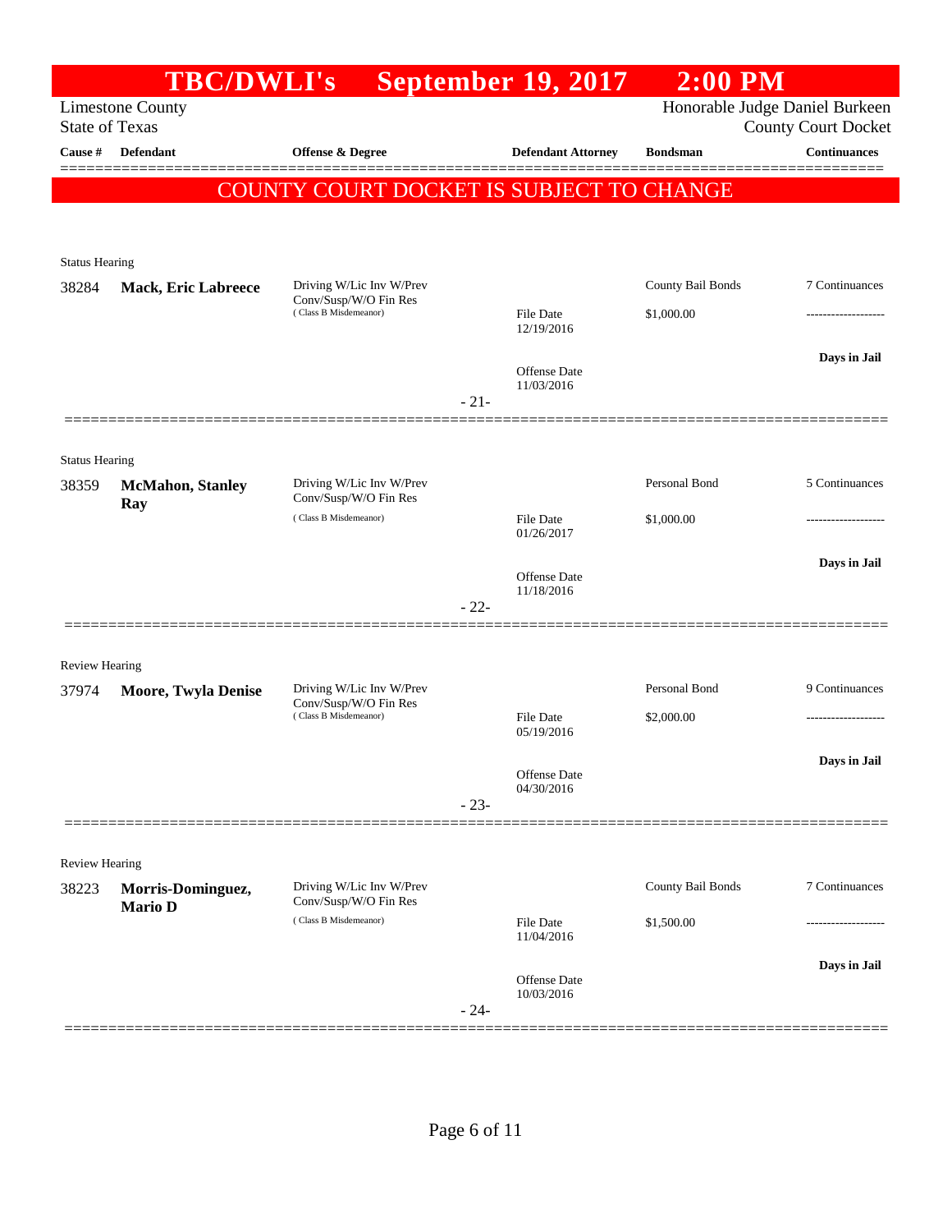# TBC/DWLI's September 19, 2017 2:00 PM

Limestone County
State of Texas

Honorable Judge Daniel Burkeen
County Court Docket

| Cause # | Defendant | Offense & Degree | Defendant Attorney | Bondsman | Continuances |
|---|---|---|---|---|---|

## COUNTY COURT DOCKET IS SUBJECT TO CHANGE

Status Hearing

| Cause # | Defendant | Offense & Degree | Defendant Attorney | Bondsman | Continuances |
|---|---|---|---|---|---|
| 38284 | **Mack, Eric Labreece** | Driving W/Lic Inv W/Prev Conv/Susp/W/O Fin Res (Class B Misdemeanor) | File Date 12/19/2016; Offense Date 11/03/2016 | County Bail Bonds; $1,000.00 | 7 Continuances; ------------------- ; **Days in Jail** |

- 21-

Status Hearing

| Cause # | Defendant | Offense & Degree | Defendant Attorney | Bondsman | Continuances |
|---|---|---|---|---|---|
| 38359 | **McMahon, Stanley Ray** | Driving W/Lic Inv W/Prev Conv/Susp/W/O Fin Res (Class B Misdemeanor) | File Date 01/26/2017; Offense Date 11/18/2016 | Personal Bond; $1,000.00 | 5 Continuances; ------------------- ; **Days in Jail** |

- 22-

Review Hearing

| Cause # | Defendant | Offense & Degree | Defendant Attorney | Bondsman | Continuances |
|---|---|---|---|---|---|
| 37974 | **Moore, Twyla Denise** | Driving W/Lic Inv W/Prev Conv/Susp/W/O Fin Res (Class B Misdemeanor) | File Date 05/19/2016; Offense Date 04/30/2016 | Personal Bond; $2,000.00 | 9 Continuances; ------------------- ; **Days in Jail** |

- 23-

Review Hearing

| Cause # | Defendant | Offense & Degree | Defendant Attorney | Bondsman | Continuances |
|---|---|---|---|---|---|
| 38223 | **Morris-Dominguez, Mario D** | Driving W/Lic Inv W/Prev Conv/Susp/W/O Fin Res (Class B Misdemeanor) | File Date 11/04/2016; Offense Date 10/03/2016 | County Bail Bonds; $1,500.00 | 7 Continuances; ------------------- ; **Days in Jail** |

- 24-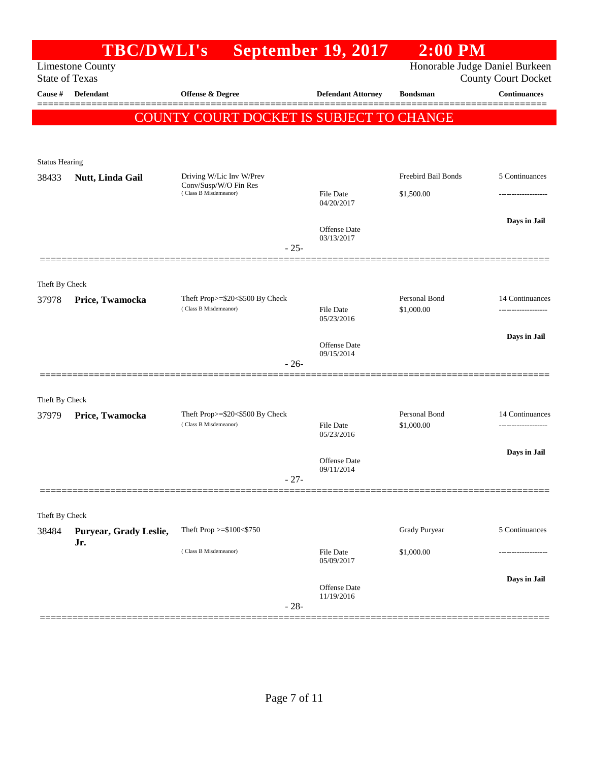# TBC/DWLI's September 19, 2017 2:00 PM

Limestone County
State of Texas

Honorable Judge Daniel Burkeen
County Court Docket

| Cause # | Defendant | Offense & Degree | Defendant Attorney | Bondsman | Continuances |
|---|---|---|---|---|---|

**COUNTY COURT DOCKET IS SUBJECT TO CHANGE**

Status Hearing

| Cause # | Defendant | Offense & Degree | Defendant Attorney | Bondsman | Continuances |
|---|---|---|---|---|---|
| 38433 | **Nutt, Linda Gail** | Driving W/Lic Inv W/Prev Conv/Susp/W/O Fin Res (Class B Misdemeanor) | File Date 04/20/2017 | Freebird Bail Bonds $1,500.00 | 5 Continuances |
| | | | Offense Date 03/13/2017 | | Days in Jail |

- 25-

Theft By Check

| Cause # | Defendant | Offense & Degree | Defendant Attorney | Bondsman | Continuances |
|---|---|---|---|---|---|
| 37978 | **Price, Twamocka** | Theft Prop>=$20<$500 By Check (Class B Misdemeanor) | File Date 05/23/2016 | Personal Bond $1,000.00 | 14 Continuances |
| | | | Offense Date 09/15/2014 | | Days in Jail |

- 26-

Theft By Check

| Cause # | Defendant | Offense & Degree | Defendant Attorney | Bondsman | Continuances |
|---|---|---|---|---|---|
| 37979 | **Price, Twamocka** | Theft Prop>=$20<$500 By Check (Class B Misdemeanor) | File Date 05/23/2016 | Personal Bond $1,000.00 | 14 Continuances |
| | | | Offense Date 09/11/2014 | | Days in Jail |

- 27-

Theft By Check

| Cause # | Defendant | Offense & Degree | Defendant Attorney | Bondsman | Continuances |
|---|---|---|---|---|---|
| 38484 | **Puryear, Grady Leslie, Jr.** | Theft Prop >=$100<$750 (Class B Misdemeanor) | File Date 05/09/2017 | Grady Puryear $1,000.00 | 5 Continuances |
| | | | Offense Date 11/19/2016 | | Days in Jail |

- 28-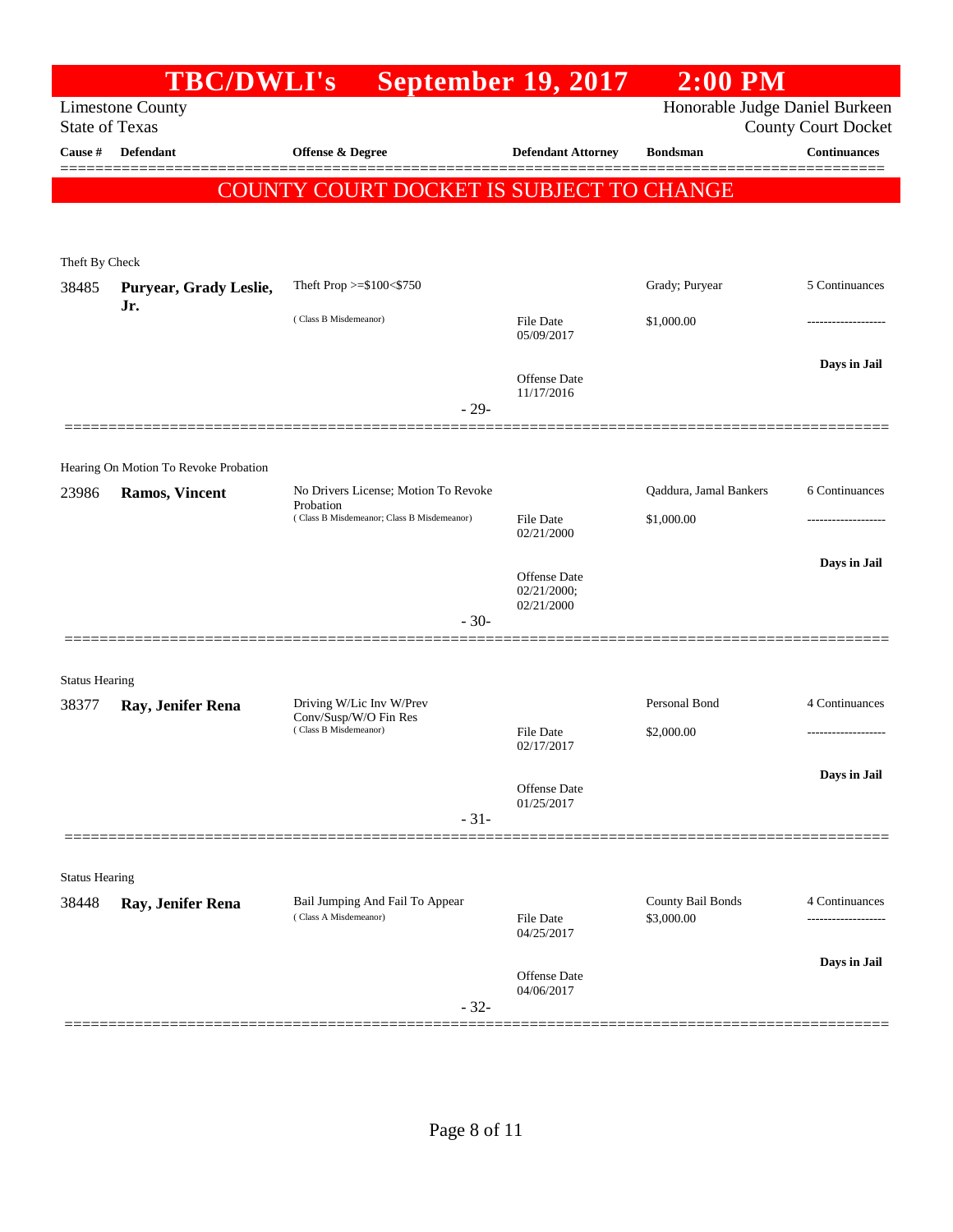# TBC/DWLI's September 19, 2017 2:00 PM

Limestone County
State of Texas

Honorable Judge Daniel Burkeen
County Court Docket

| Cause # | Defendant | Offense & Degree | Defendant Attorney | Bondsman | Continuances |
|---|---|---|---|---|---|

**COUNTY COURT DOCKET IS SUBJECT TO CHANGE**

Theft By Check

| Cause # | Defendant | Offense & Degree | Defendant Attorney | Bondsman | Continuances |
|---|---|---|---|---|---|
| 38485 | **Puryear, Grady Leslie, Jr.** | Theft Prop >=$100<$750 ( Class B Misdemeanor) | File Date 05/09/2017 Offense Date 11/17/2016 | Grady; Puryear $1,000.00 | 5 Continuances ------------------- **Days in Jail** |

- 29-

Hearing On Motion To Revoke Probation

| Cause # | Defendant | Offense & Degree | Defendant Attorney | Bondsman | Continuances |
|---|---|---|---|---|---|
| 23986 | **Ramos, Vincent** | No Drivers License; Motion To Revoke Probation ( Class B Misdemeanor; Class B Misdemeanor) | File Date 02/21/2000 Offense Date 02/21/2000; 02/21/2000 | Qaddura, Jamal Bankers $1,000.00 | 6 Continuances ------------------- **Days in Jail** |

- 30-

Status Hearing

| Cause # | Defendant | Offense & Degree | Defendant Attorney | Bondsman | Continuances |
|---|---|---|---|---|---|
| 38377 | **Ray, Jenifer Rena** | Driving W/Lic Inv W/Prev Conv/Susp/W/O Fin Res ( Class B Misdemeanor) | File Date 02/17/2017 Offense Date 01/25/2017 | Personal Bond $2,000.00 | 4 Continuances ------------------- **Days in Jail** |

- 31-

Status Hearing

| Cause # | Defendant | Offense & Degree | Defendant Attorney | Bondsman | Continuances |
|---|---|---|---|---|---|
| 38448 | **Ray, Jenifer Rena** | Bail Jumping And Fail To Appear ( Class A Misdemeanor) | File Date 04/25/2017 Offense Date 04/06/2017 | County Bail Bonds $3,000.00 | 4 Continuances ------------------- **Days in Jail** |

- 32-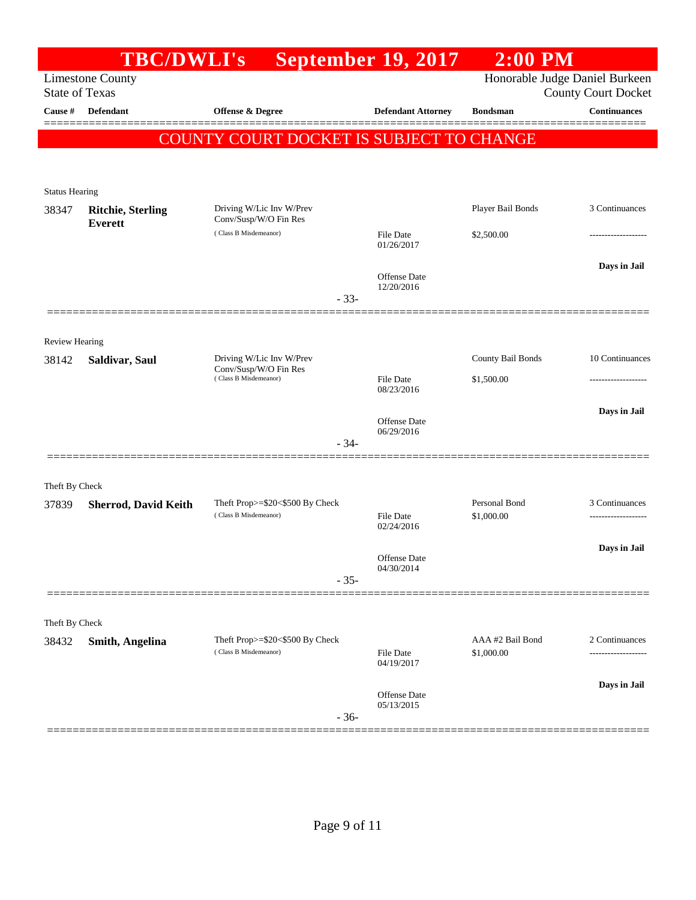# TBC/DWLI's September 19, 2017 2:00 PM

Limestone County
State of Texas

Honorable Judge Daniel Burkeen
County Court Docket

| Cause # | Defendant | Offense & Degree | Defendant Attorney | Bondsman | Continuances |
|---|---|---|---|---|---|

**COUNTY COURT DOCKET IS SUBJECT TO CHANGE**

Status Hearing

| Cause # | Defendant | Offense & Degree | Defendant Attorney | Bondsman | Continuances |
|---|---|---|---|---|---|
| 38347 | **Ritchie, Sterling Everett** | Driving W/Lic Inv W/Prev Conv/Susp/W/O Fin Res (Class B Misdemeanor) | File Date 01/26/2017 | Player Bail Bonds $2,500.00 | 3 Continuances |
| | | | Offense Date 12/20/2016 | | Days in Jail |

-33-

Review Hearing

| Cause # | Defendant | Offense & Degree | Defendant Attorney | Bondsman | Continuances |
|---|---|---|---|---|---|
| 38142 | **Saldivar, Saul** | Driving W/Lic Inv W/Prev Conv/Susp/W/O Fin Res (Class B Misdemeanor) | File Date 08/23/2016 | County Bail Bonds $1,500.00 | 10 Continuances |
| | | | Offense Date 06/29/2016 | | Days in Jail |

-34-

Theft By Check

| Cause # | Defendant | Offense & Degree | Defendant Attorney | Bondsman | Continuances |
|---|---|---|---|---|---|
| 37839 | **Sherrod, David Keith** | Theft Prop>=$20<$500 By Check (Class B Misdemeanor) | File Date 02/24/2016 | Personal Bond $1,000.00 | 3 Continuances |
| | | | Offense Date 04/30/2014 | | Days in Jail |

-35-

Theft By Check

| Cause # | Defendant | Offense & Degree | Defendant Attorney | Bondsman | Continuances |
|---|---|---|---|---|---|
| 38432 | **Smith, Angelina** | Theft Prop>=$20<$500 By Check (Class B Misdemeanor) | File Date 04/19/2017 | AAA #2 Bail Bond $1,000.00 | 2 Continuances |
| | | | Offense Date 05/13/2015 | | Days in Jail |

-36-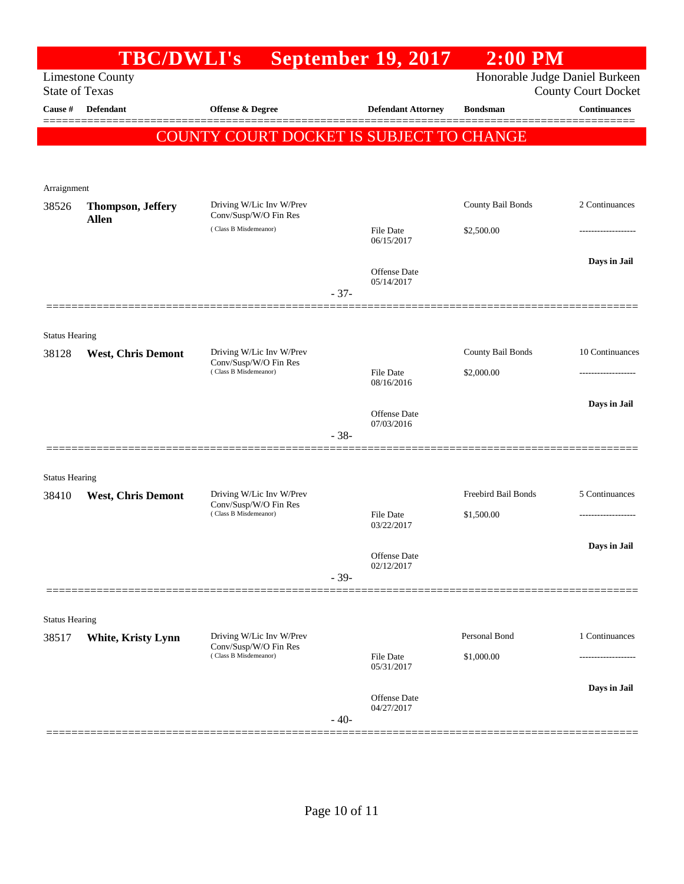# TBC/DWLI's September 19, 2017 2:00 PM

Limestone County
State of Texas

Honorable Judge Daniel Burkeen
County Court Docket

**COUNTY COURT DOCKET IS SUBJECT TO CHANGE**

| Cause # | Defendant | Offense & Degree | Defendant Attorney | Bondsman | Continuances |
|---|---|---|---|---|---|
| **Arraignment** | | | | | |
| 38526 | **Thompson, Jeffery Allen** | Driving W/Lic Inv W/Prev Conv/Susp/W/O Fin Res (Class B Misdemeanor) | File Date 06/15/2017; Offense Date 05/14/2017 | County Bail Bonds $2,500.00 | 2 Continuances; **Days in Jail** |
| | | | - 37- | | |
| **Status Hearing** | | | | | |
| 38128 | **West, Chris Demont** | Driving W/Lic Inv W/Prev Conv/Susp/W/O Fin Res (Class B Misdemeanor) | File Date 08/16/2016; Offense Date 07/03/2016 | County Bail Bonds $2,000.00 | 10 Continuances; **Days in Jail** |
| | | | - 38- | | |
| **Status Hearing** | | | | | |
| 38410 | **West, Chris Demont** | Driving W/Lic Inv W/Prev Conv/Susp/W/O Fin Res (Class B Misdemeanor) | File Date 03/22/2017; Offense Date 02/12/2017 | Freebird Bail Bonds $1,500.00 | 5 Continuances; **Days in Jail** |
| | | | - 39- | | |
| **Status Hearing** | | | | | |
| 38517 | **White, Kristy Lynn** | Driving W/Lic Inv W/Prev Conv/Susp/W/O Fin Res (Class B Misdemeanor) | File Date 05/31/2017; Offense Date 04/27/2017 | Personal Bond $1,000.00 | 1 Continuances; **Days in Jail** |
| | | | - 40- | | |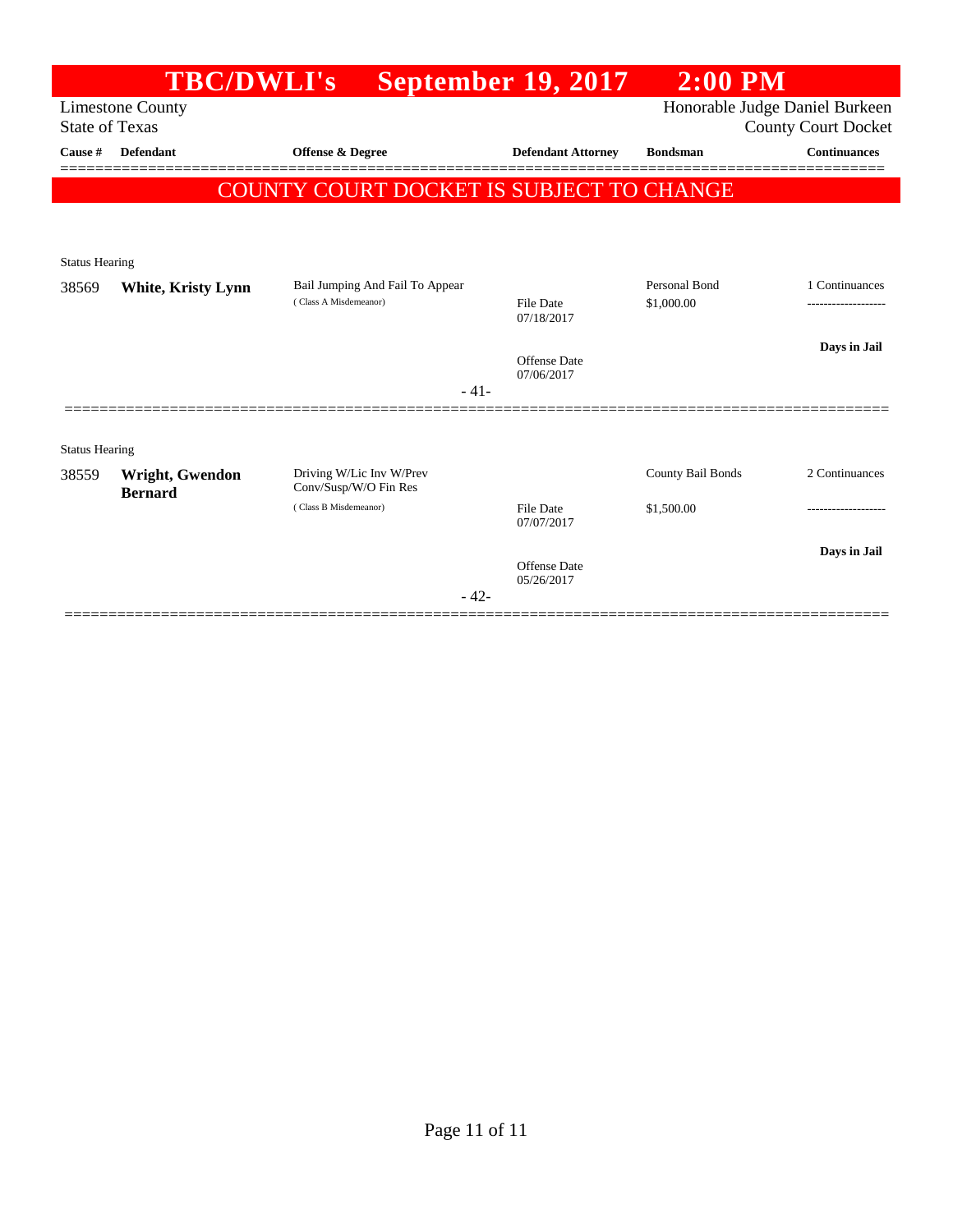# TBC/DWLI's September 19, 2017 2:00 PM

Limestone County
State of Texas

Honorable Judge Daniel Burkeen
County Court Docket

| Cause # | Defendant | Offense & Degree | Defendant Attorney | Bondsman | Continuances |
|---|---|---|---|---|---|

**COUNTY COURT DOCKET IS SUBJECT TO CHANGE**

Status Hearing

| Cause # | Defendant | Offense & Degree | Defendant Attorney | Bondsman | Continuances |
|---|---|---|---|---|---|
| 38569 | **White, Kristy Lynn** | Bail Jumping And Fail To Appear (Class A Misdemeanor) | File Date 07/18/2017<br>Offense Date 07/06/2017 | Personal Bond<br>$1,000.00 | 1 Continuances<br>-------------------<br>**Days in Jail** |

- 41-

Status Hearing

| Cause # | Defendant | Offense & Degree | Defendant Attorney | Bondsman | Continuances |
|---|---|---|---|---|---|
| 38559 | **Wright, Gwendon Bernard** | Driving W/Lic Inv W/Prev Conv/Susp/W/O Fin Res (Class B Misdemeanor) | File Date 07/07/2017<br>Offense Date 05/26/2017 | County Bail Bonds<br>$1,500.00 | 2 Continuances<br>-------------------<br>**Days in Jail** |

- 42-